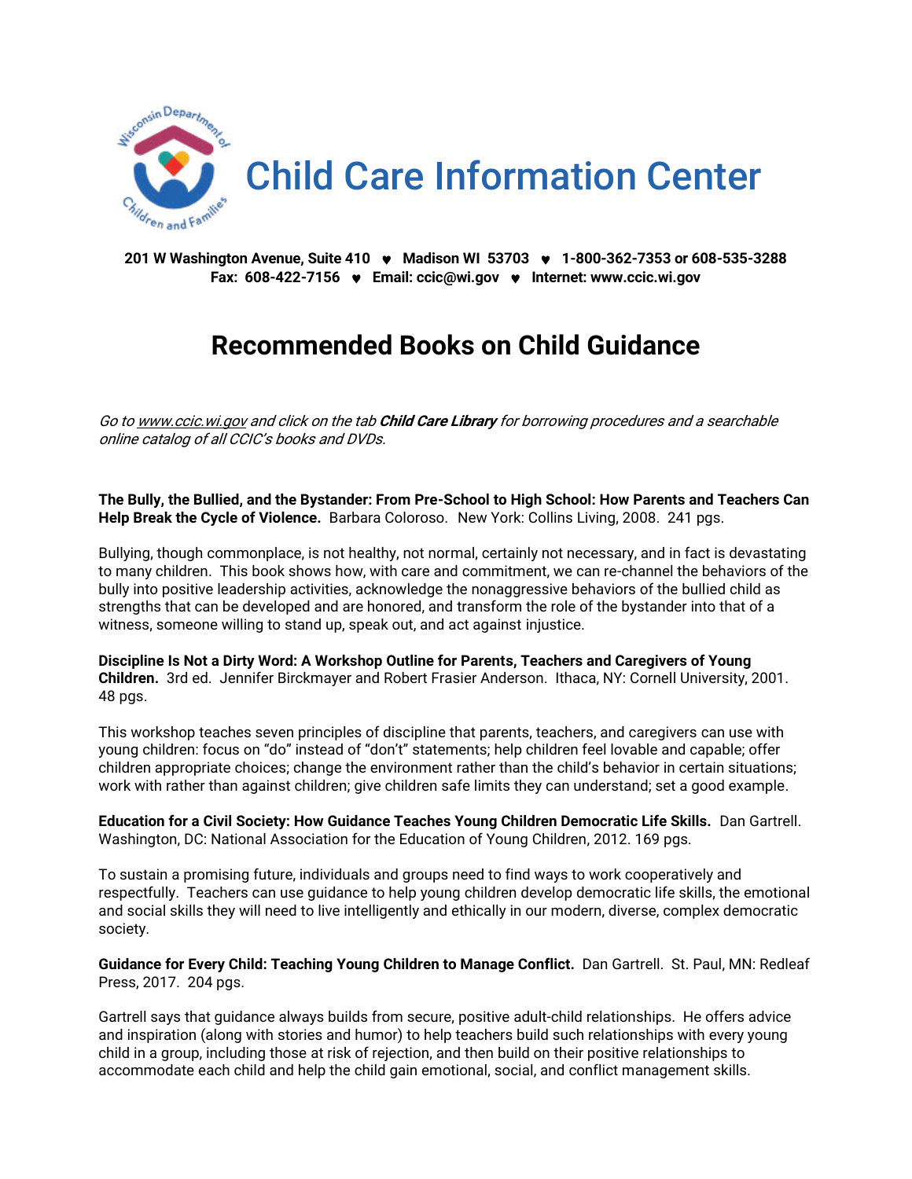# Child Care Information Center

**201 W Washington Avenue, Suite 410 ♥ Madison WI 53703 ♥ 1-800-362-7353 or 608-535-3288**
**Fax: 608-422-7156 ♥ Email: ccic@wi.gov ♥ Internet: www.ccic.wi.gov**

## Recommended Books on Child Guidance

*Go to www.ccic.wi.gov and click on the tab **Child Care Library** for borrowing procedures and a searchable online catalog of all CCIC's books and DVDs.*

**The Bully, the Bullied, and the Bystander: From Pre-School to High School: How Parents and Teachers Can Help Break the Cycle of Violence.** Barbara Coloroso. New York: Collins Living, 2008. 241 pgs.

Bullying, though commonplace, is not healthy, not normal, certainly not necessary, and in fact is devastating to many children. This book shows how, with care and commitment, we can re-channel the behaviors of the bully into positive leadership activities, acknowledge the nonaggressive behaviors of the bullied child as strengths that can be developed and are honored, and transform the role of the bystander into that of a witness, someone willing to stand up, speak out, and act against injustice.

**Discipline Is Not a Dirty Word: A Workshop Outline for Parents, Teachers and Caregivers of Young Children.** 3rd ed. Jennifer Birckmayer and Robert Frasier Anderson. Ithaca, NY: Cornell University, 2001. 48 pgs.

This workshop teaches seven principles of discipline that parents, teachers, and caregivers can use with young children: focus on "do" instead of "don't" statements; help children feel lovable and capable; offer children appropriate choices; change the environment rather than the child's behavior in certain situations; work with rather than against children; give children safe limits they can understand; set a good example.

**Education for a Civil Society: How Guidance Teaches Young Children Democratic Life Skills.** Dan Gartrell. Washington, DC: National Association for the Education of Young Children, 2012. 169 pgs.

To sustain a promising future, individuals and groups need to find ways to work cooperatively and respectfully. Teachers can use guidance to help young children develop democratic life skills, the emotional and social skills they will need to live intelligently and ethically in our modern, diverse, complex democratic society.

**Guidance for Every Child: Teaching Young Children to Manage Conflict.** Dan Gartrell. St. Paul, MN: Redleaf Press, 2017. 204 pgs.

Gartrell says that guidance always builds from secure, positive adult-child relationships. He offers advice and inspiration (along with stories and humor) to help teachers build such relationships with every young child in a group, including those at risk of rejection, and then build on their positive relationships to accommodate each child and help the child gain emotional, social, and conflict management skills.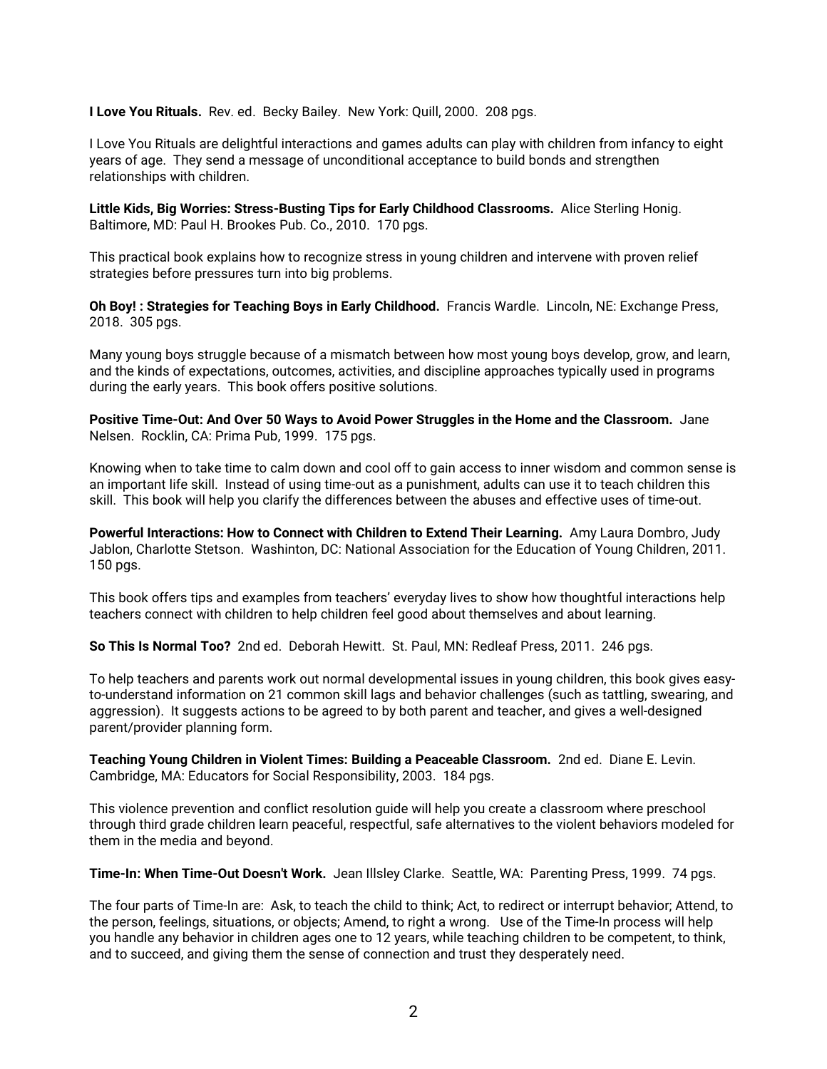**I Love You Rituals.** Rev. ed. Becky Bailey. New York: Quill, 2000. 208 pgs.

I Love You Rituals are delightful interactions and games adults can play with children from infancy to eight years of age. They send a message of unconditional acceptance to build bonds and strengthen relationships with children.

**Little Kids, Big Worries: Stress-Busting Tips for Early Childhood Classrooms.** Alice Sterling Honig. Baltimore, MD: Paul H. Brookes Pub. Co., 2010. 170 pgs.

This practical book explains how to recognize stress in young children and intervene with proven relief strategies before pressures turn into big problems.

**Oh Boy! : Strategies for Teaching Boys in Early Childhood.** Francis Wardle. Lincoln, NE: Exchange Press, 2018. 305 pgs.

Many young boys struggle because of a mismatch between how most young boys develop, grow, and learn, and the kinds of expectations, outcomes, activities, and discipline approaches typically used in programs during the early years. This book offers positive solutions.

**Positive Time-Out: And Over 50 Ways to Avoid Power Struggles in the Home and the Classroom.** Jane Nelsen. Rocklin, CA: Prima Pub, 1999. 175 pgs.

Knowing when to take time to calm down and cool off to gain access to inner wisdom and common sense is an important life skill. Instead of using time-out as a punishment, adults can use it to teach children this skill. This book will help you clarify the differences between the abuses and effective uses of time-out.

**Powerful Interactions: How to Connect with Children to Extend Their Learning.** Amy Laura Dombro, Judy Jablon, Charlotte Stetson. Washinton, DC: National Association for the Education of Young Children, 2011. 150 pgs.

This book offers tips and examples from teachers' everyday lives to show how thoughtful interactions help teachers connect with children to help children feel good about themselves and about learning.

**So This Is Normal Too?** 2nd ed. Deborah Hewitt. St. Paul, MN: Redleaf Press, 2011. 246 pgs.

To help teachers and parents work out normal developmental issues in young children, this book gives easy-to-understand information on 21 common skill lags and behavior challenges (such as tattling, swearing, and aggression). It suggests actions to be agreed to by both parent and teacher, and gives a well-designed parent/provider planning form.

**Teaching Young Children in Violent Times: Building a Peaceable Classroom.** 2nd ed. Diane E. Levin. Cambridge, MA: Educators for Social Responsibility, 2003. 184 pgs.

This violence prevention and conflict resolution guide will help you create a classroom where preschool through third grade children learn peaceful, respectful, safe alternatives to the violent behaviors modeled for them in the media and beyond.

**Time-In: When Time-Out Doesn't Work.** Jean Illsley Clarke. Seattle, WA: Parenting Press, 1999. 74 pgs.

The four parts of Time-In are: Ask, to teach the child to think; Act, to redirect or interrupt behavior; Attend, to the person, feelings, situations, or objects; Amend, to right a wrong. Use of the Time-In process will help you handle any behavior in children ages one to 12 years, while teaching children to be competent, to think, and to succeed, and giving them the sense of connection and trust they desperately need.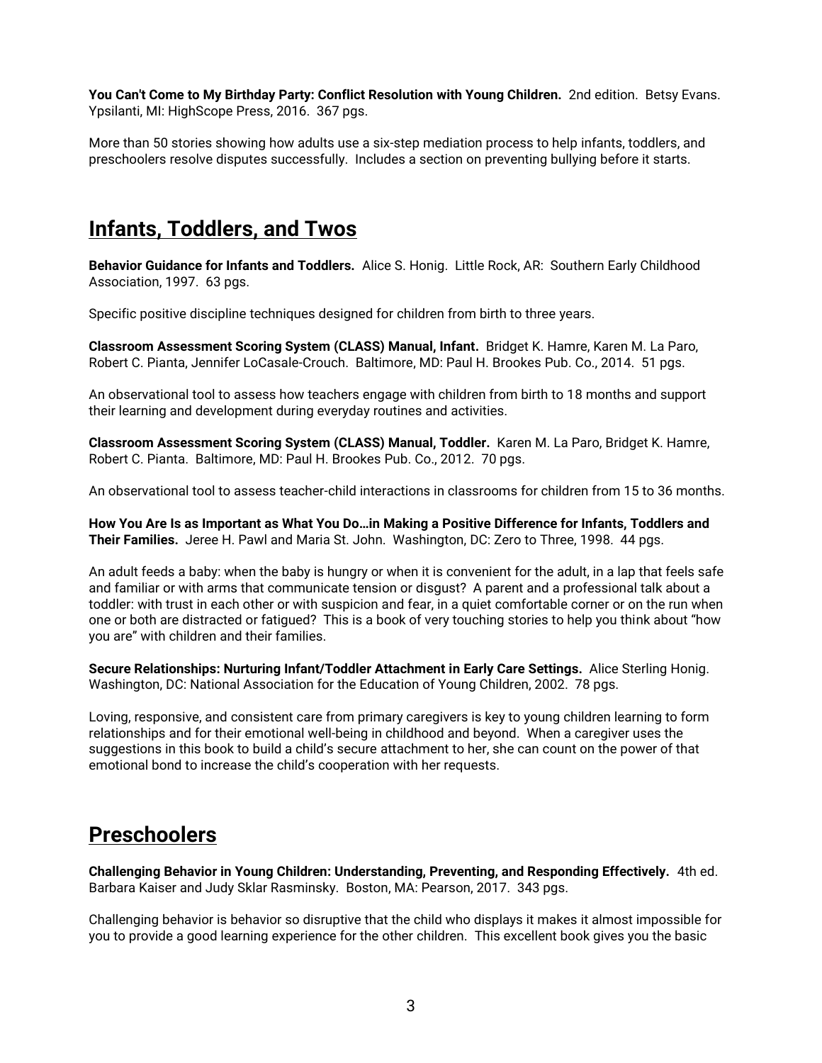**You Can't Come to My Birthday Party: Conflict Resolution with Young Children.** 2nd edition. Betsy Evans. Ypsilanti, MI: HighScope Press, 2016. 367 pgs.

More than 50 stories showing how adults use a six-step mediation process to help infants, toddlers, and preschoolers resolve disputes successfully. Includes a section on preventing bullying before it starts.

## Infants, Toddlers, and Twos

**Behavior Guidance for Infants and Toddlers.** Alice S. Honig. Little Rock, AR: Southern Early Childhood Association, 1997. 63 pgs.

Specific positive discipline techniques designed for children from birth to three years.

**Classroom Assessment Scoring System (CLASS) Manual, Infant.** Bridget K. Hamre, Karen M. La Paro, Robert C. Pianta, Jennifer LoCasale-Crouch. Baltimore, MD: Paul H. Brookes Pub. Co., 2014. 51 pgs.

An observational tool to assess how teachers engage with children from birth to 18 months and support their learning and development during everyday routines and activities.

**Classroom Assessment Scoring System (CLASS) Manual, Toddler.** Karen M. La Paro, Bridget K. Hamre, Robert C. Pianta. Baltimore, MD: Paul H. Brookes Pub. Co., 2012. 70 pgs.

An observational tool to assess teacher-child interactions in classrooms for children from 15 to 36 months.

**How You Are Is as Important as What You Do…in Making a Positive Difference for Infants, Toddlers and Their Families.** Jeree H. Pawl and Maria St. John. Washington, DC: Zero to Three, 1998. 44 pgs.

An adult feeds a baby: when the baby is hungry or when it is convenient for the adult, in a lap that feels safe and familiar or with arms that communicate tension or disgust? A parent and a professional talk about a toddler: with trust in each other or with suspicion and fear, in a quiet comfortable corner or on the run when one or both are distracted or fatigued? This is a book of very touching stories to help you think about "how you are" with children and their families.

**Secure Relationships: Nurturing Infant/Toddler Attachment in Early Care Settings.** Alice Sterling Honig. Washington, DC: National Association for the Education of Young Children, 2002. 78 pgs.

Loving, responsive, and consistent care from primary caregivers is key to young children learning to form relationships and for their emotional well-being in childhood and beyond. When a caregiver uses the suggestions in this book to build a child's secure attachment to her, she can count on the power of that emotional bond to increase the child's cooperation with her requests.

## Preschoolers

**Challenging Behavior in Young Children: Understanding, Preventing, and Responding Effectively.** 4th ed. Barbara Kaiser and Judy Sklar Rasminsky. Boston, MA: Pearson, 2017. 343 pgs.

Challenging behavior is behavior so disruptive that the child who displays it makes it almost impossible for you to provide a good learning experience for the other children. This excellent book gives you the basic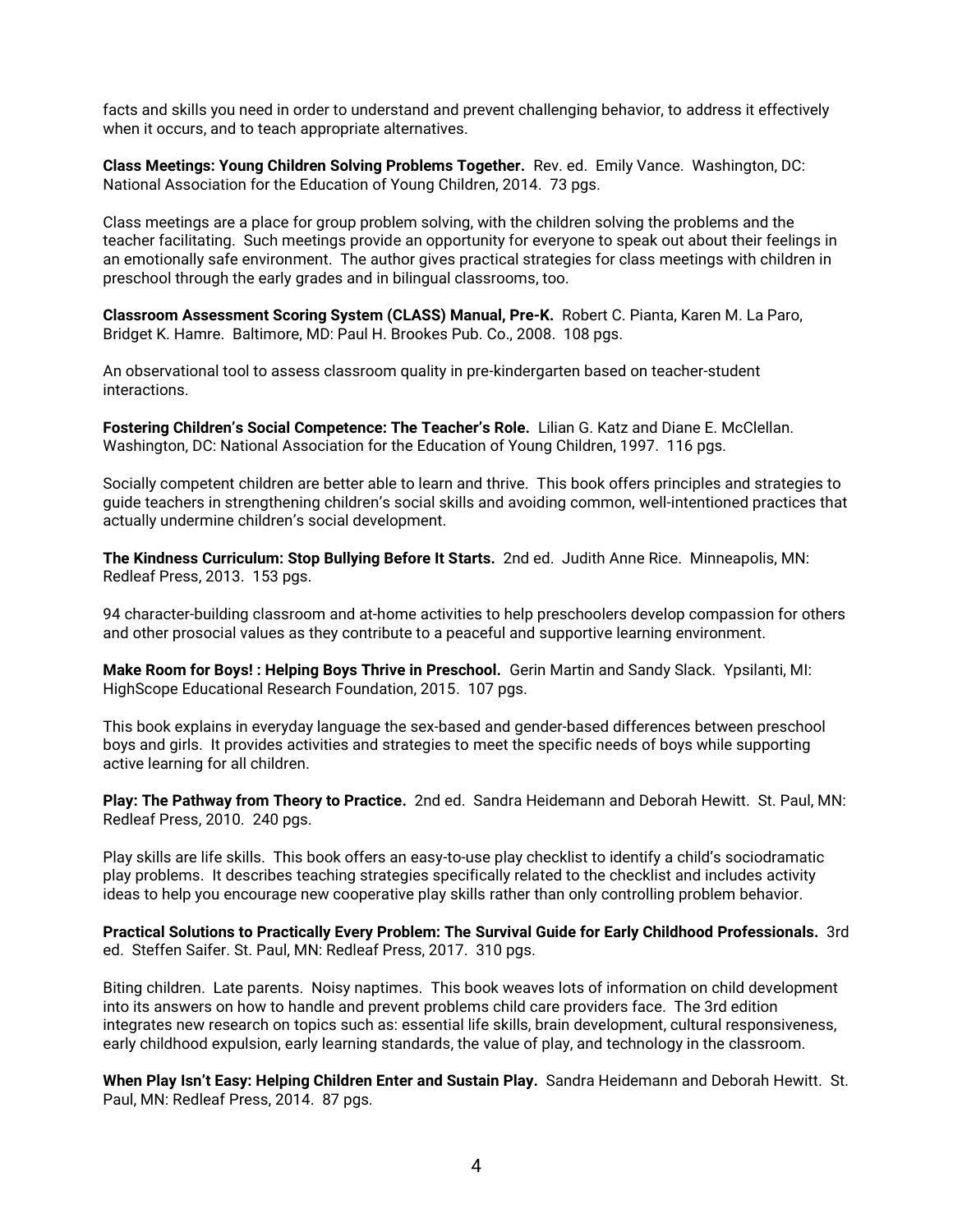facts and skills you need in order to understand and prevent challenging behavior, to address it effectively when it occurs, and to teach appropriate alternatives.

**Class Meetings: Young Children Solving Problems Together.** Rev. ed. Emily Vance. Washington, DC: National Association for the Education of Young Children, 2014. 73 pgs.

Class meetings are a place for group problem solving, with the children solving the problems and the teacher facilitating. Such meetings provide an opportunity for everyone to speak out about their feelings in an emotionally safe environment. The author gives practical strategies for class meetings with children in preschool through the early grades and in bilingual classrooms, too.

**Classroom Assessment Scoring System (CLASS) Manual, Pre-K.** Robert C. Pianta, Karen M. La Paro, Bridget K. Hamre. Baltimore, MD: Paul H. Brookes Pub. Co., 2008. 108 pgs.

An observational tool to assess classroom quality in pre-kindergarten based on teacher-student interactions.

**Fostering Children's Social Competence: The Teacher's Role.** Lilian G. Katz and Diane E. McClellan. Washington, DC: National Association for the Education of Young Children, 1997. 116 pgs.

Socially competent children are better able to learn and thrive. This book offers principles and strategies to guide teachers in strengthening children's social skills and avoiding common, well-intentioned practices that actually undermine children's social development.

**The Kindness Curriculum: Stop Bullying Before It Starts.** 2nd ed. Judith Anne Rice. Minneapolis, MN: Redleaf Press, 2013. 153 pgs.

94 character-building classroom and at-home activities to help preschoolers develop compassion for others and other prosocial values as they contribute to a peaceful and supportive learning environment.

**Make Room for Boys! : Helping Boys Thrive in Preschool.** Gerin Martin and Sandy Slack. Ypsilanti, MI: HighScope Educational Research Foundation, 2015. 107 pgs.

This book explains in everyday language the sex-based and gender-based differences between preschool boys and girls. It provides activities and strategies to meet the specific needs of boys while supporting active learning for all children.

**Play: The Pathway from Theory to Practice.** 2nd ed. Sandra Heidemann and Deborah Hewitt. St. Paul, MN: Redleaf Press, 2010. 240 pgs.

Play skills are life skills. This book offers an easy-to-use play checklist to identify a child's sociodramatic play problems. It describes teaching strategies specifically related to the checklist and includes activity ideas to help you encourage new cooperative play skills rather than only controlling problem behavior.

**Practical Solutions to Practically Every Problem: The Survival Guide for Early Childhood Professionals.** 3rd ed. Steffen Saifer. St. Paul, MN: Redleaf Press, 2017. 310 pgs.

Biting children. Late parents. Noisy naptimes. This book weaves lots of information on child development into its answers on how to handle and prevent problems child care providers face. The 3rd edition integrates new research on topics such as: essential life skills, brain development, cultural responsiveness, early childhood expulsion, early learning standards, the value of play, and technology in the classroom.

**When Play Isn't Easy: Helping Children Enter and Sustain Play.** Sandra Heidemann and Deborah Hewitt. St. Paul, MN: Redleaf Press, 2014. 87 pgs.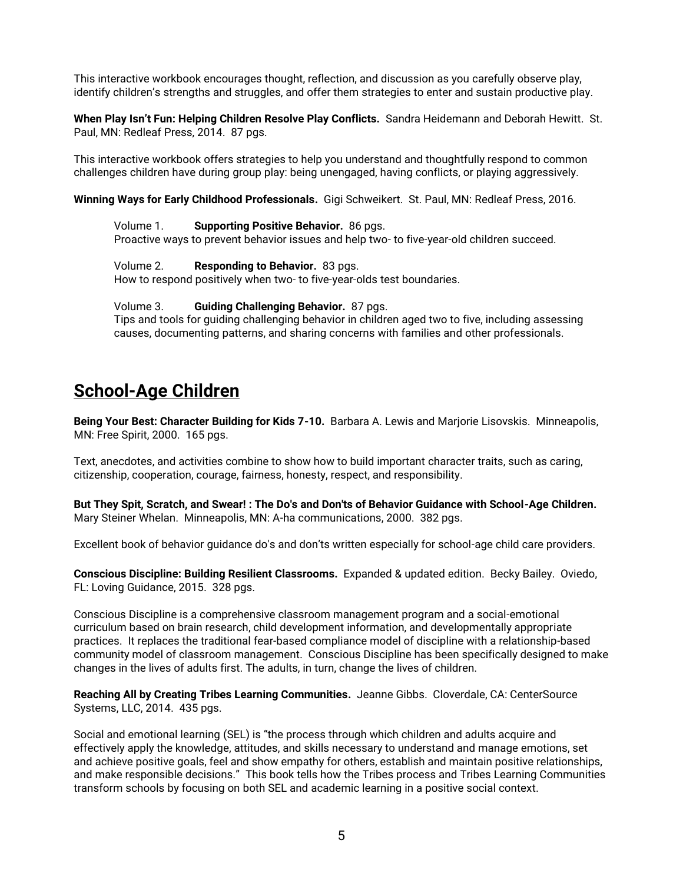This interactive workbook encourages thought, reflection, and discussion as you carefully observe play, identify children's strengths and struggles, and offer them strategies to enter and sustain productive play.

**When Play Isn't Fun: Helping Children Resolve Play Conflicts.** Sandra Heidemann and Deborah Hewitt. St. Paul, MN: Redleaf Press, 2014. 87 pgs.

This interactive workbook offers strategies to help you understand and thoughtfully respond to common challenges children have during group play: being unengaged, having conflicts, or playing aggressively.

**Winning Ways for Early Childhood Professionals.** Gigi Schweikert. St. Paul, MN: Redleaf Press, 2016.

> Volume 1. **Supporting Positive Behavior.** 86 pgs.
> Proactive ways to prevent behavior issues and help two- to five-year-old children succeed.
>
> Volume 2. **Responding to Behavior.** 83 pgs.
> How to respond positively when two- to five-year-olds test boundaries.
>
> Volume 3. **Guiding Challenging Behavior.** 87 pgs.
> Tips and tools for guiding challenging behavior in children aged two to five, including assessing causes, documenting patterns, and sharing concerns with families and other professionals.

## School-Age Children

**Being Your Best: Character Building for Kids 7-10.** Barbara A. Lewis and Marjorie Lisovskis. Minneapolis, MN: Free Spirit, 2000. 165 pgs.

Text, anecdotes, and activities combine to show how to build important character traits, such as caring, citizenship, cooperation, courage, fairness, honesty, respect, and responsibility.

**But They Spit, Scratch, and Swear! : The Do's and Don'ts of Behavior Guidance with School-Age Children.** Mary Steiner Whelan. Minneapolis, MN: A-ha communications, 2000. 382 pgs.

Excellent book of behavior guidance do's and don'ts written especially for school-age child care providers.

**Conscious Discipline: Building Resilient Classrooms.** Expanded & updated edition. Becky Bailey. Oviedo, FL: Loving Guidance, 2015. 328 pgs.

Conscious Discipline is a comprehensive classroom management program and a social-emotional curriculum based on brain research, child development information, and developmentally appropriate practices. It replaces the traditional fear-based compliance model of discipline with a relationship-based community model of classroom management. Conscious Discipline has been specifically designed to make changes in the lives of adults first. The adults, in turn, change the lives of children.

**Reaching All by Creating Tribes Learning Communities.** Jeanne Gibbs. Cloverdale, CA: CenterSource Systems, LLC, 2014. 435 pgs.

Social and emotional learning (SEL) is "the process through which children and adults acquire and effectively apply the knowledge, attitudes, and skills necessary to understand and manage emotions, set and achieve positive goals, feel and show empathy for others, establish and maintain positive relationships, and make responsible decisions." This book tells how the Tribes process and Tribes Learning Communities transform schools by focusing on both SEL and academic learning in a positive social context.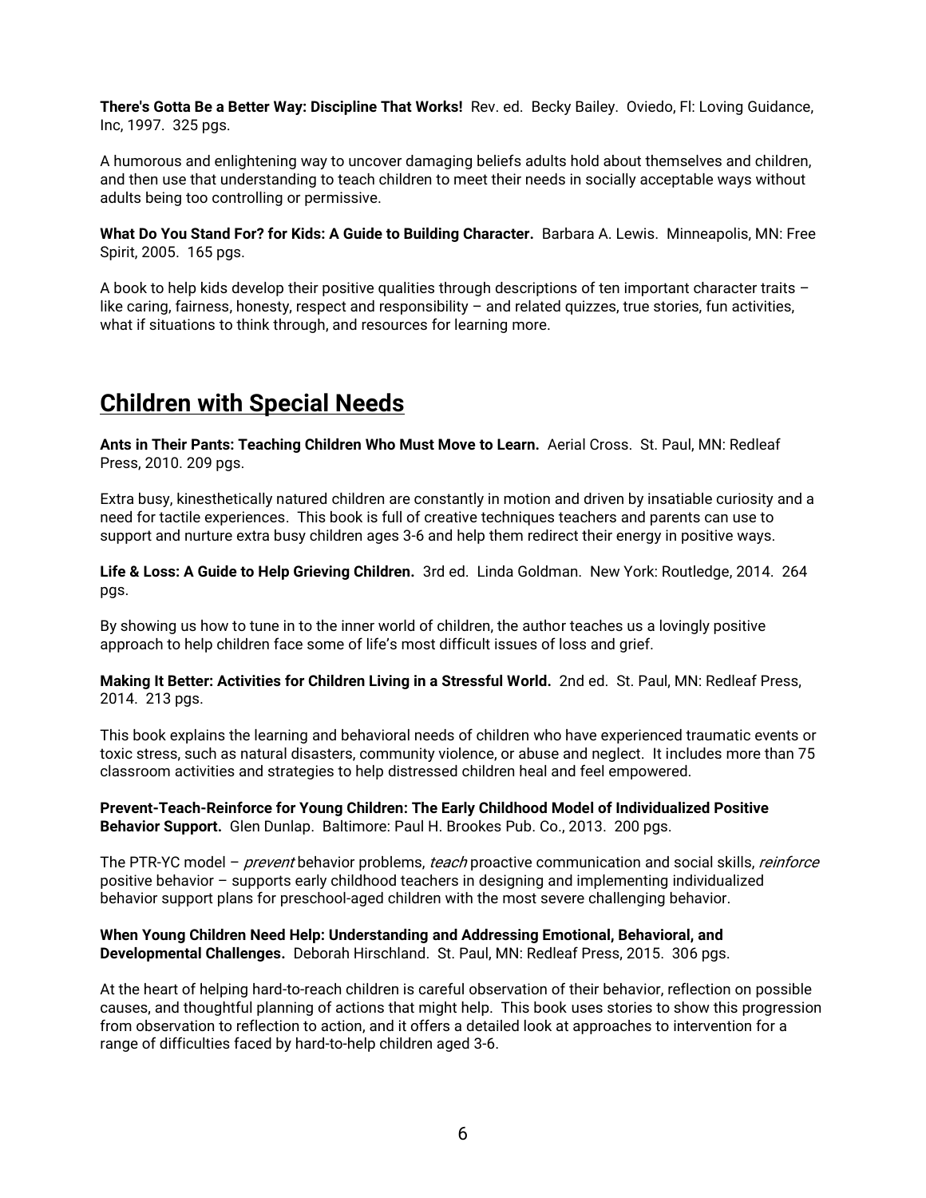**There's Gotta Be a Better Way: Discipline That Works!** Rev. ed. Becky Bailey. Oviedo, Fl: Loving Guidance, Inc, 1997. 325 pgs.

A humorous and enlightening way to uncover damaging beliefs adults hold about themselves and children, and then use that understanding to teach children to meet their needs in socially acceptable ways without adults being too controlling or permissive.

**What Do You Stand For? for Kids: A Guide to Building Character.** Barbara A. Lewis. Minneapolis, MN: Free Spirit, 2005. 165 pgs.

A book to help kids develop their positive qualities through descriptions of ten important character traits – like caring, fairness, honesty, respect and responsibility – and related quizzes, true stories, fun activities, what if situations to think through, and resources for learning more.

## Children with Special Needs

**Ants in Their Pants: Teaching Children Who Must Move to Learn.** Aerial Cross. St. Paul, MN: Redleaf Press, 2010. 209 pgs.

Extra busy, kinesthetically natured children are constantly in motion and driven by insatiable curiosity and a need for tactile experiences. This book is full of creative techniques teachers and parents can use to support and nurture extra busy children ages 3-6 and help them redirect their energy in positive ways.

**Life & Loss: A Guide to Help Grieving Children.** 3rd ed. Linda Goldman. New York: Routledge, 2014. 264 pgs.

By showing us how to tune in to the inner world of children, the author teaches us a lovingly positive approach to help children face some of life's most difficult issues of loss and grief.

**Making It Better: Activities for Children Living in a Stressful World.** 2nd ed. St. Paul, MN: Redleaf Press, 2014. 213 pgs.

This book explains the learning and behavioral needs of children who have experienced traumatic events or toxic stress, such as natural disasters, community violence, or abuse and neglect. It includes more than 75 classroom activities and strategies to help distressed children heal and feel empowered.

**Prevent-Teach-Reinforce for Young Children: The Early Childhood Model of Individualized Positive Behavior Support.** Glen Dunlap. Baltimore: Paul H. Brookes Pub. Co., 2013. 200 pgs.

The PTR-YC model – *prevent* behavior problems, *teach* proactive communication and social skills, *reinforce* positive behavior – supports early childhood teachers in designing and implementing individualized behavior support plans for preschool-aged children with the most severe challenging behavior.

**When Young Children Need Help: Understanding and Addressing Emotional, Behavioral, and Developmental Challenges.** Deborah Hirschland. St. Paul, MN: Redleaf Press, 2015. 306 pgs.

At the heart of helping hard-to-reach children is careful observation of their behavior, reflection on possible causes, and thoughtful planning of actions that might help. This book uses stories to show this progression from observation to reflection to action, and it offers a detailed look at approaches to intervention for a range of difficulties faced by hard-to-help children aged 3-6.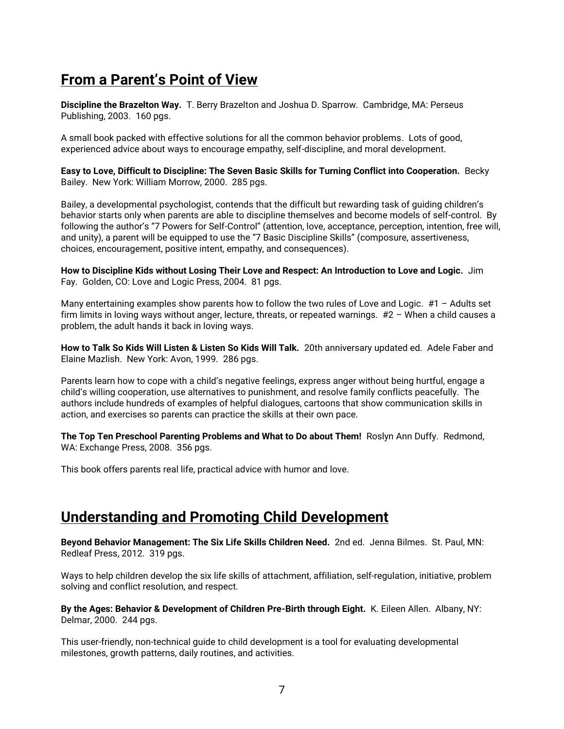## From a Parent's Point of View

**Discipline the Brazelton Way.** T. Berry Brazelton and Joshua D. Sparrow. Cambridge, MA: Perseus Publishing, 2003. 160 pgs.

A small book packed with effective solutions for all the common behavior problems. Lots of good, experienced advice about ways to encourage empathy, self-discipline, and moral development.

**Easy to Love, Difficult to Discipline: The Seven Basic Skills for Turning Conflict into Cooperation.** Becky Bailey. New York: William Morrow, 2000. 285 pgs.

Bailey, a developmental psychologist, contends that the difficult but rewarding task of guiding children's behavior starts only when parents are able to discipline themselves and become models of self-control. By following the author's "7 Powers for Self-Control" (attention, love, acceptance, perception, intention, free will, and unity), a parent will be equipped to use the "7 Basic Discipline Skills" (composure, assertiveness, choices, encouragement, positive intent, empathy, and consequences).

**How to Discipline Kids without Losing Their Love and Respect: An Introduction to Love and Logic.** Jim Fay. Golden, CO: Love and Logic Press, 2004. 81 pgs.

Many entertaining examples show parents how to follow the two rules of Love and Logic. #1 – Adults set firm limits in loving ways without anger, lecture, threats, or repeated warnings. #2 – When a child causes a problem, the adult hands it back in loving ways.

**How to Talk So Kids Will Listen & Listen So Kids Will Talk.** 20th anniversary updated ed. Adele Faber and Elaine Mazlish. New York: Avon, 1999. 286 pgs.

Parents learn how to cope with a child's negative feelings, express anger without being hurtful, engage a child's willing cooperation, use alternatives to punishment, and resolve family conflicts peacefully. The authors include hundreds of examples of helpful dialogues, cartoons that show communication skills in action, and exercises so parents can practice the skills at their own pace.

**The Top Ten Preschool Parenting Problems and What to Do about Them!** Roslyn Ann Duffy. Redmond, WA: Exchange Press, 2008. 356 pgs.

This book offers parents real life, practical advice with humor and love.

## Understanding and Promoting Child Development

**Beyond Behavior Management: The Six Life Skills Children Need.** 2nd ed. Jenna Bilmes. St. Paul, MN: Redleaf Press, 2012. 319 pgs.

Ways to help children develop the six life skills of attachment, affiliation, self-regulation, initiative, problem solving and conflict resolution, and respect.

**By the Ages: Behavior & Development of Children Pre-Birth through Eight.** K. Eileen Allen. Albany, NY: Delmar, 2000. 244 pgs.

This user-friendly, non-technical guide to child development is a tool for evaluating developmental milestones, growth patterns, daily routines, and activities.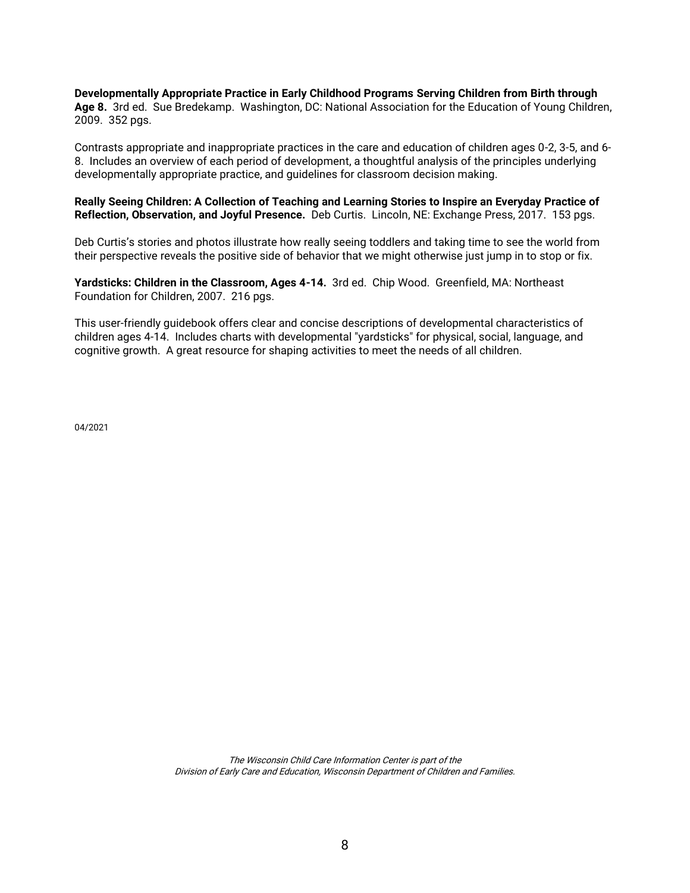**Developmentally Appropriate Practice in Early Childhood Programs Serving Children from Birth through Age 8.** 3rd ed. Sue Bredekamp. Washington, DC: National Association for the Education of Young Children, 2009. 352 pgs.

Contrasts appropriate and inappropriate practices in the care and education of children ages 0-2, 3-5, and 6-8. Includes an overview of each period of development, a thoughtful analysis of the principles underlying developmentally appropriate practice, and guidelines for classroom decision making.

**Really Seeing Children: A Collection of Teaching and Learning Stories to Inspire an Everyday Practice of Reflection, Observation, and Joyful Presence.** Deb Curtis. Lincoln, NE: Exchange Press, 2017. 153 pgs.

Deb Curtis's stories and photos illustrate how really seeing toddlers and taking time to see the world from their perspective reveals the positive side of behavior that we might otherwise just jump in to stop or fix.

**Yardsticks: Children in the Classroom, Ages 4-14.** 3rd ed. Chip Wood. Greenfield, MA: Northeast Foundation for Children, 2007. 216 pgs.

This user-friendly guidebook offers clear and concise descriptions of developmental characteristics of children ages 4-14. Includes charts with developmental "yardsticks" for physical, social, language, and cognitive growth. A great resource for shaping activities to meet the needs of all children.

04/2021

*The Wisconsin Child Care Information Center is part of the Division of Early Care and Education, Wisconsin Department of Children and Families.*